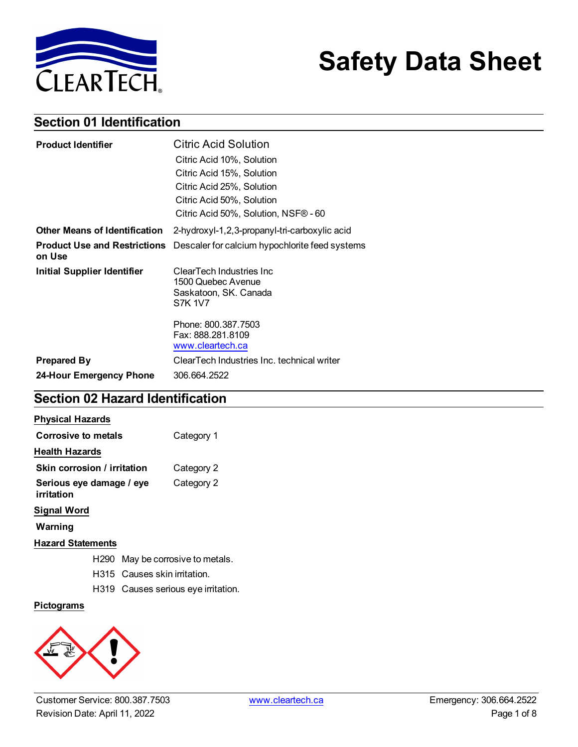# Safety Data Sheet

## Section 01 Identification

| | |
|---|---|
| **Product Identifier** | Citric Acid Solution<br>Citric Acid 10%, Solution<br>Citric Acid 15%, Solution<br>Citric Acid 25%, Solution<br>Citric Acid 50%, Solution<br>Citric Acid 50%, Solution, NSF® - 60 |
| **Other Means of Identification** | 2-hydroxyl-1,2,3-propanyl-tri-carboxylic acid |
| **Product Use and Restrictions on Use** | Descaler for calcium hypochlorite feed systems |
| **Initial Supplier Identifier** | ClearTech Industries Inc<br>1500 Quebec Avenue<br>Saskatoon, SK. Canada<br>S7K 1V7<br><br>Phone: 800.387.7503<br>Fax: 888.281.8109<br>www.cleartech.ca |
| **Prepared By** | ClearTech Industries Inc. technical writer |
| **24-Hour Emergency Phone** | 306.664.2522 |

## Section 02 Hazard Identification

**Physical Hazards**

| | |
|---|---|
| **Corrosive to metals** | Category 1 |

**Health Hazards**

| | |
|---|---|
| **Skin corrosion / irritation** | Category 2 |
| **Serious eye damage / eye irritation** | Category 2 |

**Signal Word**

**Warning**

**Hazard Statements**

H290 May be corrosive to metals.

H315 Causes skin irritation.

H319 Causes serious eye irritation.

**Pictograms**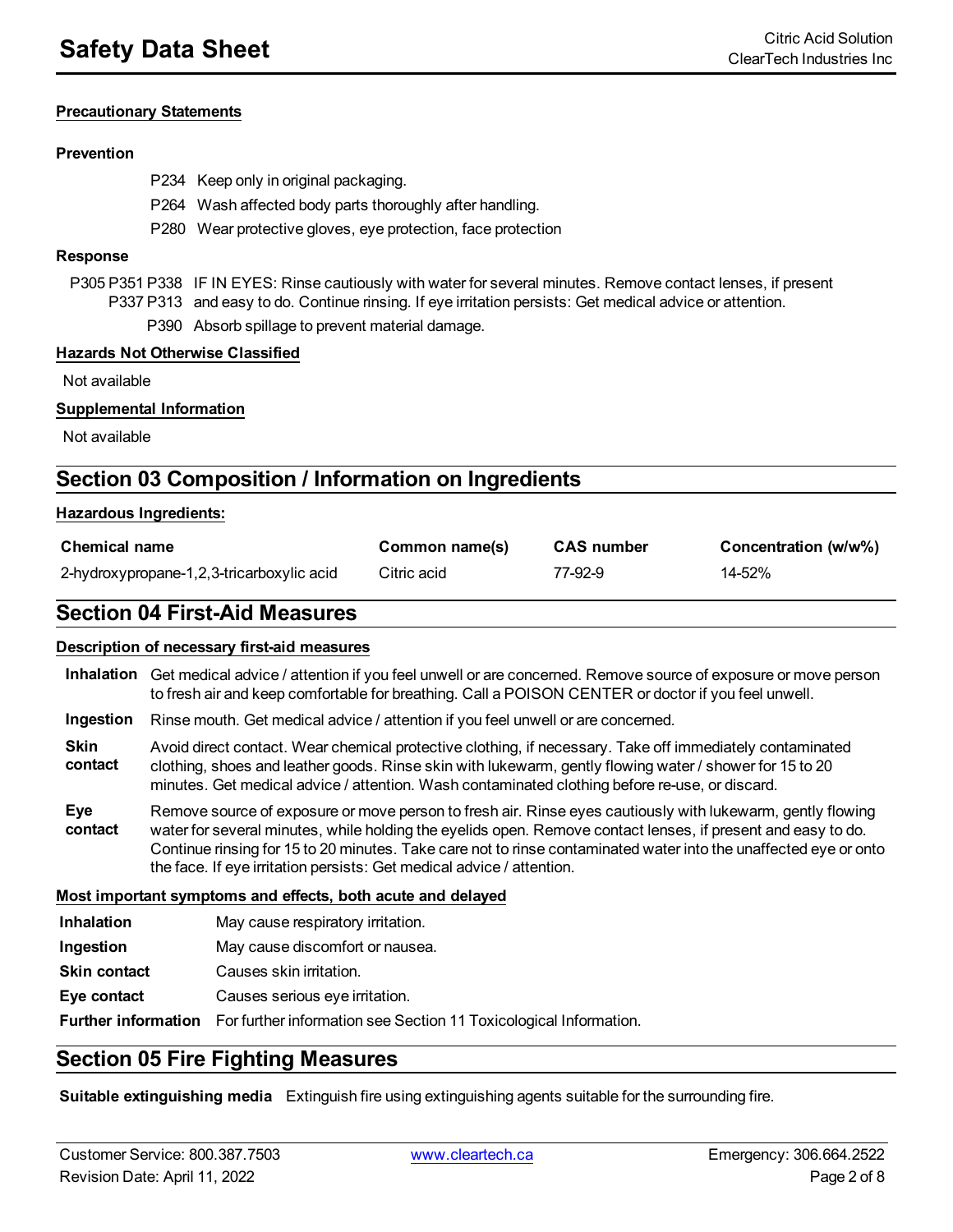**Precautionary Statements**

**Prevention**

P234 Keep only in original packaging.

P264 Wash affected body parts thoroughly after handling.

P280 Wear protective gloves, eye protection, face protection

**Response**

P305 P351 P338 P337 P313 IF IN EYES: Rinse cautiously with water for several minutes. Remove contact lenses, if present and easy to do. Continue rinsing. If eye irritation persists: Get medical advice or attention.

P390 Absorb spillage to prevent material damage.

**Hazards Not Otherwise Classified**

Not available

**Supplemental Information**

Not available

## Section 03 Composition / Information on Ingredients

**Hazardous Ingredients:**

| Chemical name | Common name(s) | CAS number | Concentration (w/w%) |
|---|---|---|---|
| 2-hydroxypropane-1,2,3-tricarboxylic acid | Citric acid | 77-92-9 | 14-52% |

## Section 04 First-Aid Measures

**Description of necessary first-aid measures**

**Inhalation** Get medical advice / attention if you feel unwell or are concerned. Remove source of exposure or move person to fresh air and keep comfortable for breathing. Call a POISON CENTER or doctor if you feel unwell.

**Ingestion** Rinse mouth. Get medical advice / attention if you feel unwell or are concerned.

**Skin contact** Avoid direct contact. Wear chemical protective clothing, if necessary. Take off immediately contaminated clothing, shoes and leather goods. Rinse skin with lukewarm, gently flowing water / shower for 15 to 20 minutes. Get medical advice / attention. Wash contaminated clothing before re-use, or discard.

**Eye contact** Remove source of exposure or move person to fresh air. Rinse eyes cautiously with lukewarm, gently flowing water for several minutes, while holding the eyelids open. Remove contact lenses, if present and easy to do. Continue rinsing for 15 to 20 minutes. Take care not to rinse contaminated water into the unaffected eye or onto the face. If eye irritation persists: Get medical advice / attention.

**Most important symptoms and effects, both acute and delayed**

**Inhalation** May cause respiratory irritation.

**Ingestion** May cause discomfort or nausea.

**Skin contact** Causes skin irritation.

**Eye contact** Causes serious eye irritation.

**Further information** For further information see Section 11 Toxicological Information.

## Section 05 Fire Fighting Measures

**Suitable extinguishing media** Extinguish fire using extinguishing agents suitable for the surrounding fire.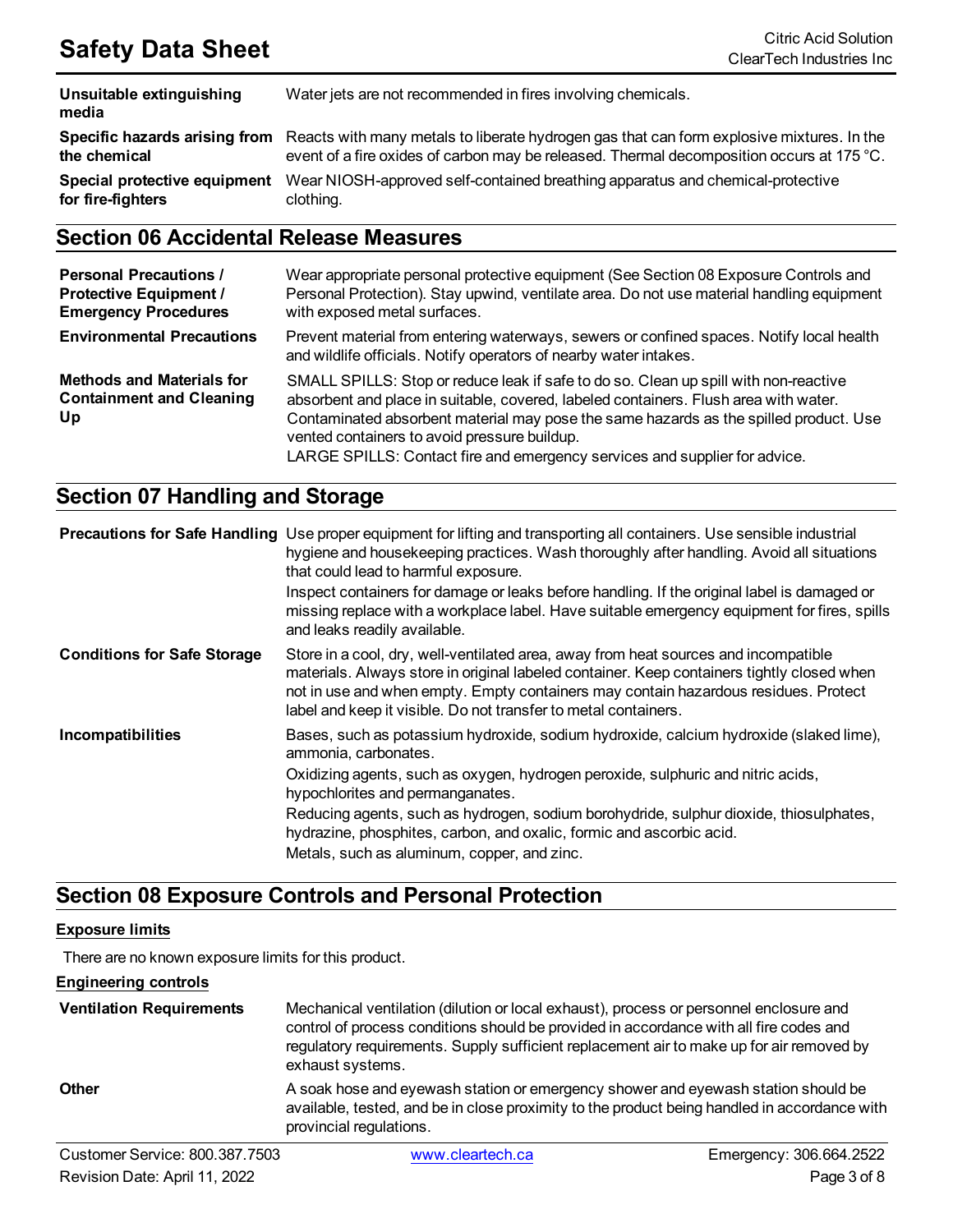| | |
|---|---|
| **Unsuitable extinguishing media** | Water jets are not recommended in fires involving chemicals. |
| **Specific hazards arising from the chemical** | Reacts with many metals to liberate hydrogen gas that can form explosive mixtures. In the event of a fire oxides of carbon may be released. Thermal decomposition occurs at 175 °C. |
| **Special protective equipment for fire-fighters** | Wear NIOSH-approved self-contained breathing apparatus and chemical-protective clothing. |

## Section 06 Accidental Release Measures

| | |
|---|---|
| **Personal Precautions / Protective Equipment / Emergency Procedures** | Wear appropriate personal protective equipment (See Section 08 Exposure Controls and Personal Protection). Stay upwind, ventilate area. Do not use material handling equipment with exposed metal surfaces. |
| **Environmental Precautions** | Prevent material from entering waterways, sewers or confined spaces. Notify local health and wildlife officials. Notify operators of nearby water intakes. |
| **Methods and Materials for Containment and Cleaning Up** | SMALL SPILLS: Stop or reduce leak if safe to do so. Clean up spill with non-reactive absorbent and place in suitable, covered, labeled containers. Flush area with water. Contaminated absorbent material may pose the same hazards as the spilled product. Use vented containers to avoid pressure buildup.<br>LARGE SPILLS: Contact fire and emergency services and supplier for advice. |

## Section 07 Handling and Storage

| | |
|---|---|
| **Precautions for Safe Handling** | Use proper equipment for lifting and transporting all containers. Use sensible industrial hygiene and housekeeping practices. Wash thoroughly after handling. Avoid all situations that could lead to harmful exposure.<br>Inspect containers for damage or leaks before handling. If the original label is damaged or missing replace with a workplace label. Have suitable emergency equipment for fires, spills and leaks readily available. |
| **Conditions for Safe Storage** | Store in a cool, dry, well-ventilated area, away from heat sources and incompatible materials. Always store in original labeled container. Keep containers tightly closed when not in use and when empty. Empty containers may contain hazardous residues. Protect label and keep it visible. Do not transfer to metal containers. |
| **Incompatibilities** | Bases, such as potassium hydroxide, sodium hydroxide, calcium hydroxide (slaked lime), ammonia, carbonates.<br>Oxidizing agents, such as oxygen, hydrogen peroxide, sulphuric and nitric acids, hypochlorites and permanganates.<br>Reducing agents, such as hydrogen, sodium borohydride, sulphur dioxide, thiosulphates, hydrazine, phosphites, carbon, and oxalic, formic and ascorbic acid.<br>Metals, such as aluminum, copper, and zinc. |

## Section 08 Exposure Controls and Personal Protection

**Exposure limits**

There are no known exposure limits for this product.

**Engineering controls**

| | |
|---|---|
| **Ventilation Requirements** | Mechanical ventilation (dilution or local exhaust), process or personnel enclosure and control of process conditions should be provided in accordance with all fire codes and regulatory requirements. Supply sufficient replacement air to make up for air removed by exhaust systems. |
| **Other** | A soak hose and eyewash station or emergency shower and eyewash station should be available, tested, and be in close proximity to the product being handled in accordance with provincial regulations. |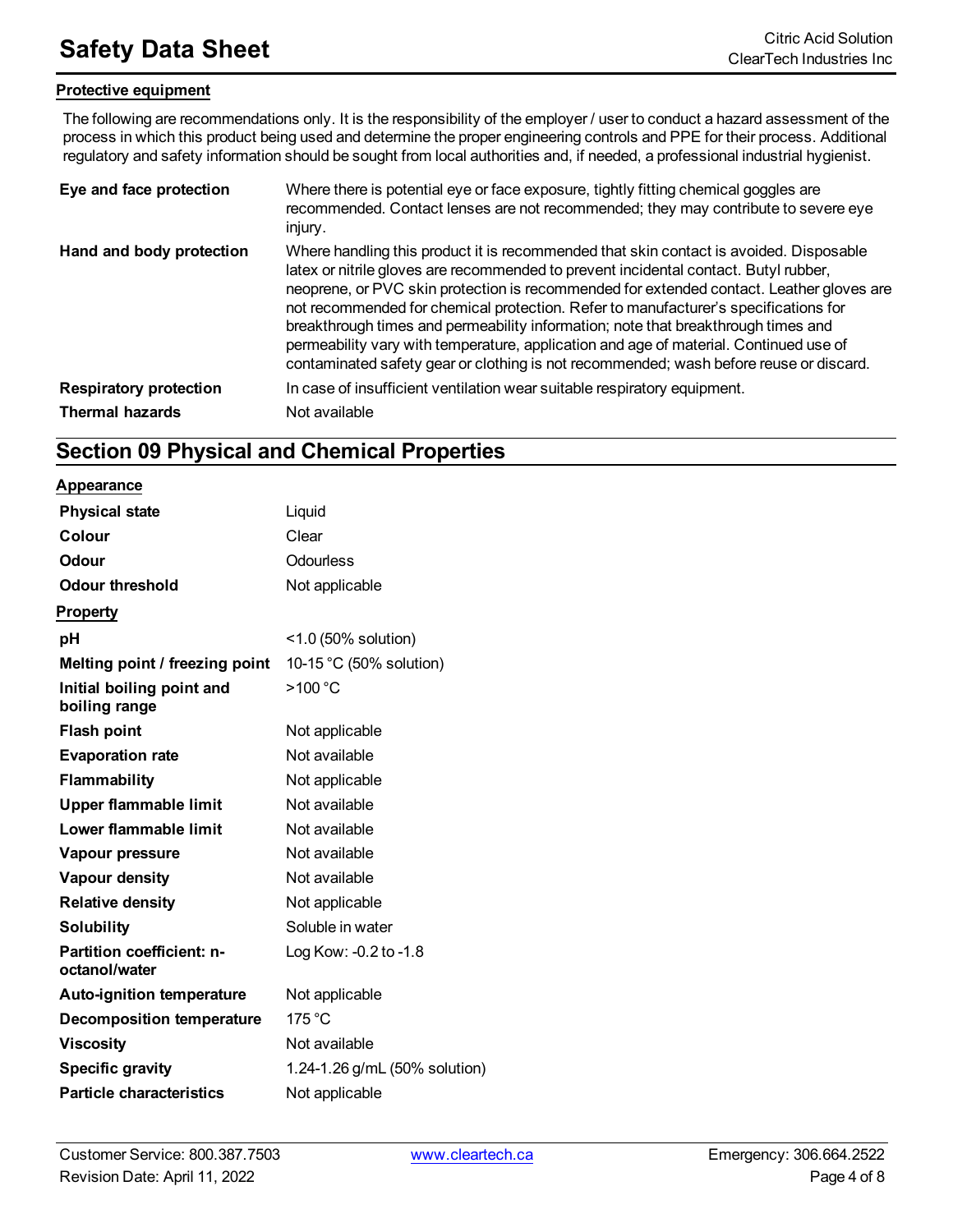### Protective equipment

The following are recommendations only. It is the responsibility of the employer / user to conduct a hazard assessment of the process in which this product being used and determine the proper engineering controls and PPE for their process. Additional regulatory and safety information should be sought from local authorities and, if needed, a professional industrial hygienist.

| | |
|---|---|
| **Eye and face protection** | Where there is potential eye or face exposure, tightly fitting chemical goggles are recommended. Contact lenses are not recommended; they may contribute to severe eye injury. |
| **Hand and body protection** | Where handling this product it is recommended that skin contact is avoided. Disposable latex or nitrile gloves are recommended to prevent incidental contact. Butyl rubber, neoprene, or PVC skin protection is recommended for extended contact. Leather gloves are not recommended for chemical protection. Refer to manufacturer's specifications for breakthrough times and permeability information; note that breakthrough times and permeability vary with temperature, application and age of material. Continued use of contaminated safety gear or clothing is not recommended; wash before reuse or discard. |
| **Respiratory protection** | In case of insufficient ventilation wear suitable respiratory equipment. |
| **Thermal hazards** | Not available |

## Section 09 Physical and Chemical Properties

### Appearance

| | |
|---|---|
| **Physical state** | Liquid |
| **Colour** | Clear |
| **Odour** | Odourless |
| **Odour threshold** | Not applicable |

### Property

| | |
|---|---|
| **pH** | <1.0 (50% solution) |
| **Melting point / freezing point** | 10-15 °C (50% solution) |
| **Initial boiling point and boiling range** | >100 °C |
| **Flash point** | Not applicable |
| **Evaporation rate** | Not available |
| **Flammability** | Not applicable |
| **Upper flammable limit** | Not available |
| **Lower flammable limit** | Not available |
| **Vapour pressure** | Not available |
| **Vapour density** | Not available |
| **Relative density** | Not applicable |
| **Solubility** | Soluble in water |
| **Partition coefficient: n-octanol/water** | Log Kow: -0.2 to -1.8 |
| **Auto-ignition temperature** | Not applicable |
| **Decomposition temperature** | 175 °C |
| **Viscosity** | Not available |
| **Specific gravity** | 1.24-1.26 g/mL (50% solution) |
| **Particle characteristics** | Not applicable |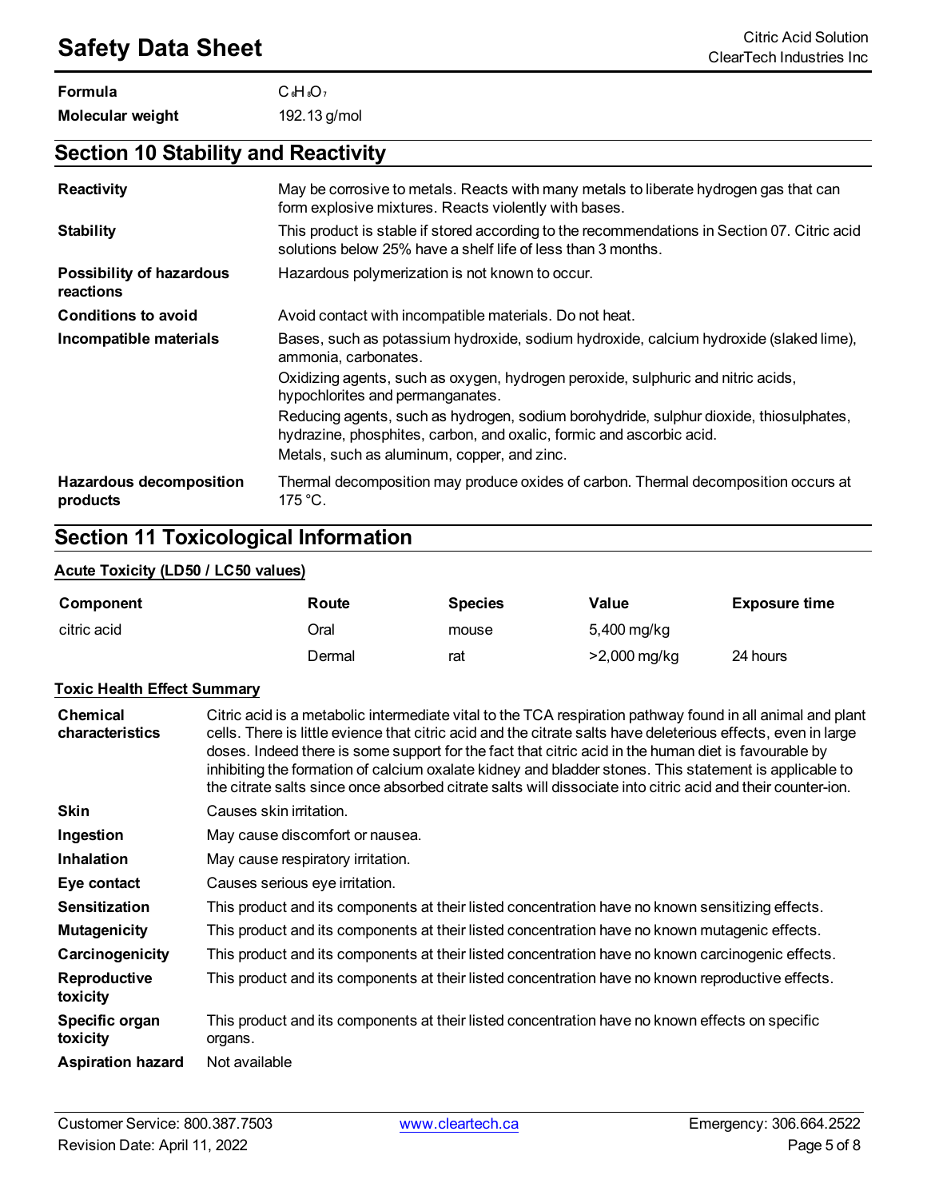| | |
|---|---|
| **Formula** | $C_6H_8O_7$ |
| **Molecular weight** | 192.13 g/mol |

## Section 10 Stability and Reactivity

| | |
|---|---|
| **Reactivity** | May be corrosive to metals. Reacts with many metals to liberate hydrogen gas that can form explosive mixtures. Reacts violently with bases. |
| **Stability** | This product is stable if stored according to the recommendations in Section 07. Citric acid solutions below 25% have a shelf life of less than 3 months. |
| **Possibility of hazardous reactions** | Hazardous polymerization is not known to occur. |
| **Conditions to avoid** | Avoid contact with incompatible materials. Do not heat. |
| **Incompatible materials** | Bases, such as potassium hydroxide, sodium hydroxide, calcium hydroxide (slaked lime), ammonia, carbonates.<br>Oxidizing agents, such as oxygen, hydrogen peroxide, sulphuric and nitric acids, hypochlorites and permanganates.<br>Reducing agents, such as hydrogen, sodium borohydride, sulphur dioxide, thiosulphates, hydrazine, phosphites, carbon, and oxalic, formic and ascorbic acid.<br>Metals, such as aluminum, copper, and zinc. |
| **Hazardous decomposition products** | Thermal decomposition may produce oxides of carbon. Thermal decomposition occurs at 175 °C. |

## Section 11 Toxicological Information

**Acute Toxicity (LD50 / LC50 values)**

| Component | Route | Species | Value | Exposure time |
|---|---|---|---|---|
| citric acid | Oral | mouse | 5,400 mg/kg | |
| | Dermal | rat | >2,000 mg/kg | 24 hours |

**Toxic Health Effect Summary**

| | |
|---|---|
| **Chemical characteristics** | Citric acid is a metabolic intermediate vital to the TCA respiration pathway found in all animal and plant cells. There is little evience that citric acid and the citrate salts have deleterious effects, even in large doses. Indeed there is some support for the fact that citric acid in the human diet is favourable by inhibiting the formation of calcium oxalate kidney and bladder stones. This statement is applicable to the citrate salts since once absorbed citrate salts will dissociate into citric acid and their counter-ion. |
| **Skin** | Causes skin irritation. |
| **Ingestion** | May cause discomfort or nausea. |
| **Inhalation** | May cause respiratory irritation. |
| **Eye contact** | Causes serious eye irritation. |
| **Sensitization** | This product and its components at their listed concentration have no known sensitizing effects. |
| **Mutagenicity** | This product and its components at their listed concentration have no known mutagenic effects. |
| **Carcinogenicity** | This product and its components at their listed concentration have no known carcinogenic effects. |
| **Reproductive toxicity** | This product and its components at their listed concentration have no known reproductive effects. |
| **Specific organ toxicity** | This product and its components at their listed concentration have no known effects on specific organs. |
| **Aspiration hazard** | Not available |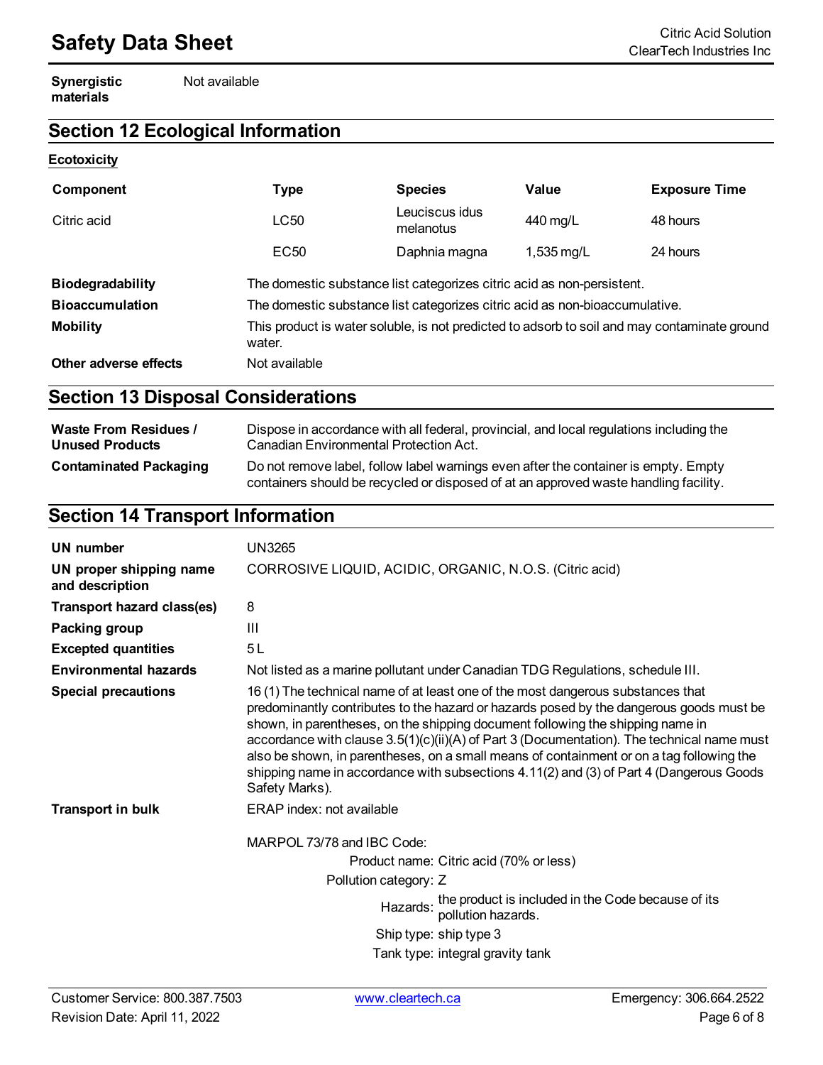| | |
|---|---|
| **Synergistic materials** | Not available |

## Section 12 Ecological Information

**Ecotoxicity**

| Component | Type | Species | Value | Exposure Time |
|---|---|---|---|---|
| Citric acid | LC50 | Leuciscus idus melanotus | 440 mg/L | 48 hours |
| | EC50 | Daphnia magna | 1,535 mg/L | 24 hours |

| | |
|---|---|
| **Biodegradability** | The domestic substance list categorizes citric acid as non-persistent. |
| **Bioaccumulation** | The domestic substance list categorizes citric acid as non-bioaccumulative. |
| **Mobility** | This product is water soluble, is not predicted to adsorb to soil and may contaminate ground water. |
| **Other adverse effects** | Not available |

## Section 13 Disposal Considerations

| | |
|---|---|
| **Waste From Residues / Unused Products** | Dispose in accordance with all federal, provincial, and local regulations including the Canadian Environmental Protection Act. |
| **Contaminated Packaging** | Do not remove label, follow label warnings even after the container is empty. Empty containers should be recycled or disposed of at an approved waste handling facility. |

## Section 14 Transport Information

| | |
|---|---|
| **UN number** | UN3265 |
| **UN proper shipping name and description** | CORROSIVE LIQUID, ACIDIC, ORGANIC, N.O.S. (Citric acid) |
| **Transport hazard class(es)** | 8 |
| **Packing group** | III |
| **Excepted quantities** | 5 L |
| **Environmental hazards** | Not listed as a marine pollutant under Canadian TDG Regulations, schedule III. |
| **Special precautions** | 16 (1) The technical name of at least one of the most dangerous substances that predominantly contributes to the hazard or hazards posed by the dangerous goods must be shown, in parentheses, on the shipping document following the shipping name in accordance with clause 3.5(1)(c)(ii)(A) of Part 3 (Documentation). The technical name must also be shown, in parentheses, on a small means of containment or on a tag following the shipping name in accordance with subsections 4.11(2) and (3) of Part 4 (Dangerous Goods Safety Marks). |
| **Transport in bulk** | ERAP index: not available |

MARPOL 73/78 and IBC Code:

- Product name: Citric acid (70% or less)
- Pollution category: Z
- Hazards: the product is included in the Code because of its pollution hazards.
- Ship type: ship type 3
- Tank type: integral gravity tank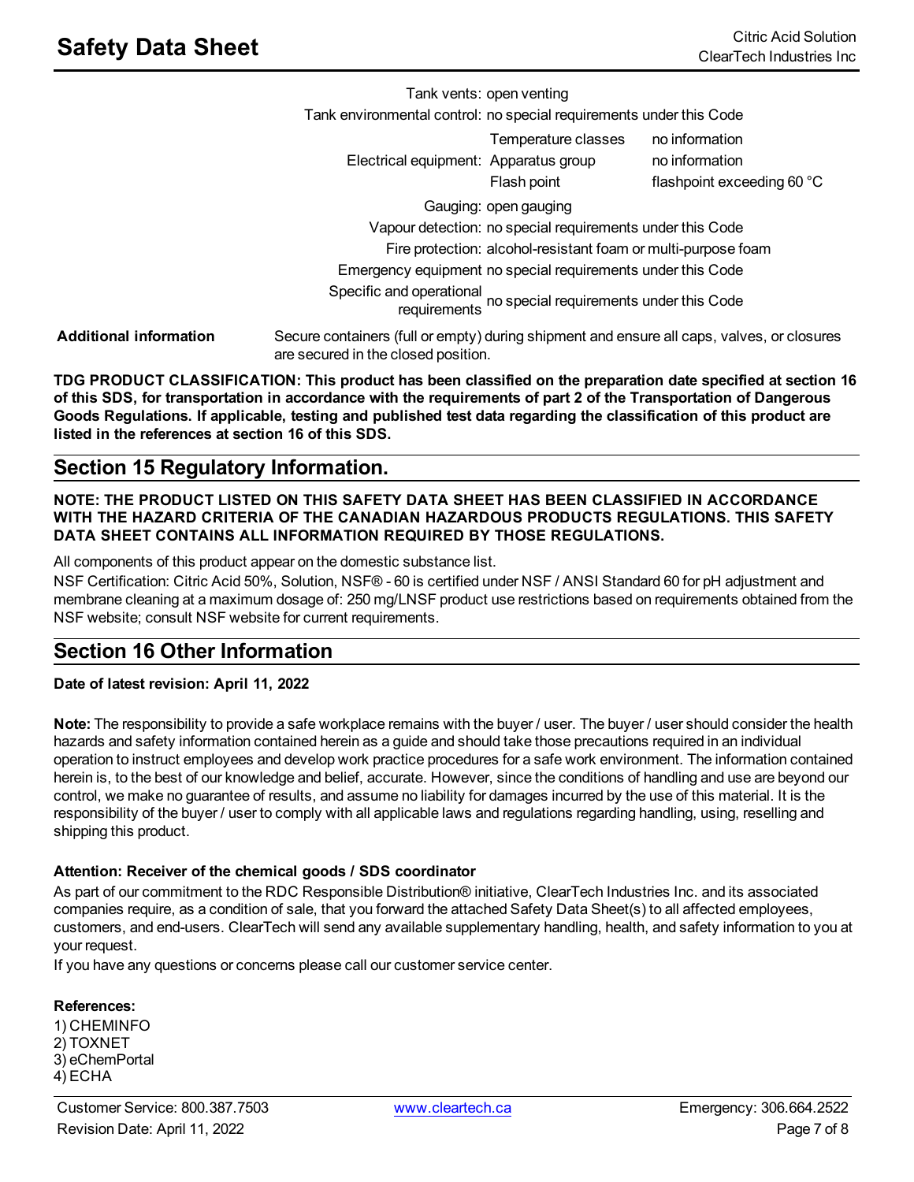| | |
|---|---|
| Tank vents: | open venting |
| Tank environmental control: | no special requirements under this Code |
| Electrical equipment: | Temperature classes: no information<br>Apparatus group: no information<br>Flash point: flashpoint exceeding 60 °C |
| Gauging: | open gauging |
| Vapour detection: | no special requirements under this Code |
| Fire protection: | alcohol-resistant foam or multi-purpose foam |
| Emergency equipment | no special requirements under this Code |
| Specific and operational requirements | no special requirements under this Code |

**Additional information** Secure containers (full or empty) during shipment and ensure all caps, valves, or closures are secured in the closed position.

**TDG PRODUCT CLASSIFICATION: This product has been classified on the preparation date specified at section 16 of this SDS, for transportation in accordance with the requirements of part 2 of the Transportation of Dangerous Goods Regulations. If applicable, testing and published test data regarding the classification of this product are listed in the references at section 16 of this SDS.**

## Section 15 Regulatory Information.

**NOTE: THE PRODUCT LISTED ON THIS SAFETY DATA SHEET HAS BEEN CLASSIFIED IN ACCORDANCE WITH THE HAZARD CRITERIA OF THE CANADIAN HAZARDOUS PRODUCTS REGULATIONS. THIS SAFETY DATA SHEET CONTAINS ALL INFORMATION REQUIRED BY THOSE REGULATIONS.**

All components of this product appear on the domestic substance list.
NSF Certification: Citric Acid 50%, Solution, NSF® - 60 is certified under NSF / ANSI Standard 60 for pH adjustment and membrane cleaning at a maximum dosage of: 250 mg/LNSF product use restrictions based on requirements obtained from the NSF website; consult NSF website for current requirements.

## Section 16 Other Information

**Date of latest revision: April 11, 2022**

**Note:** The responsibility to provide a safe workplace remains with the buyer / user. The buyer / user should consider the health hazards and safety information contained herein as a guide and should take those precautions required in an individual operation to instruct employees and develop work practice procedures for a safe work environment. The information contained herein is, to the best of our knowledge and belief, accurate. However, since the conditions of handling and use are beyond our control, we make no guarantee of results, and assume no liability for damages incurred by the use of this material. It is the responsibility of the buyer / user to comply with all applicable laws and regulations regarding handling, using, reselling and shipping this product.

**Attention: Receiver of the chemical goods / SDS coordinator**
As part of our commitment to the RDC Responsible Distribution® initiative, ClearTech Industries Inc. and its associated companies require, as a condition of sale, that you forward the attached Safety Data Sheet(s) to all affected employees, customers, and end-users. ClearTech will send any available supplementary handling, health, and safety information to you at your request.
If you have any questions or concerns please call our customer service center.

**References:**
1) CHEMINFO
2) TOXNET
3) eChemPortal
4) ECHA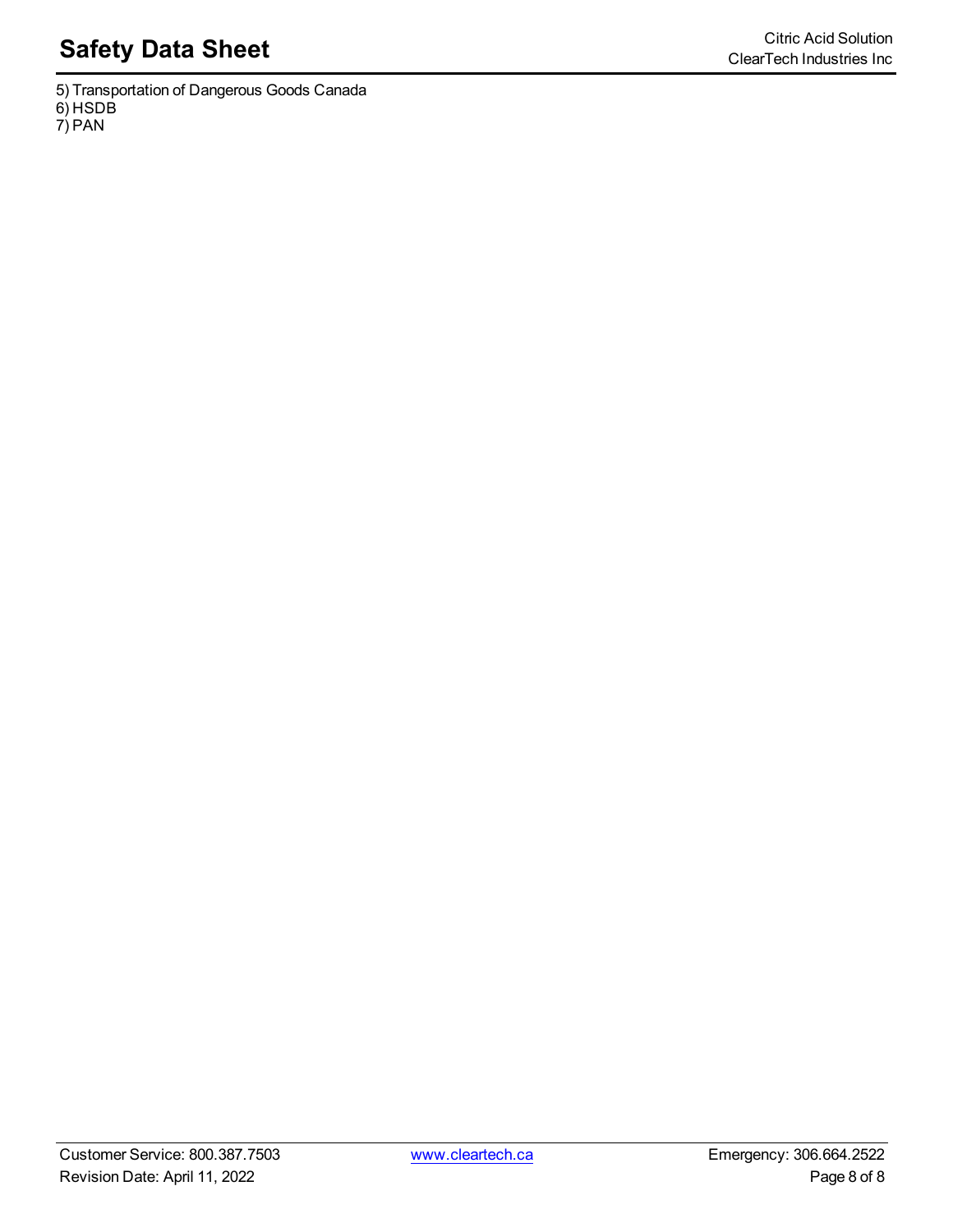5) Transportation of Dangerous Goods Canada
6) HSDB
7) PAN